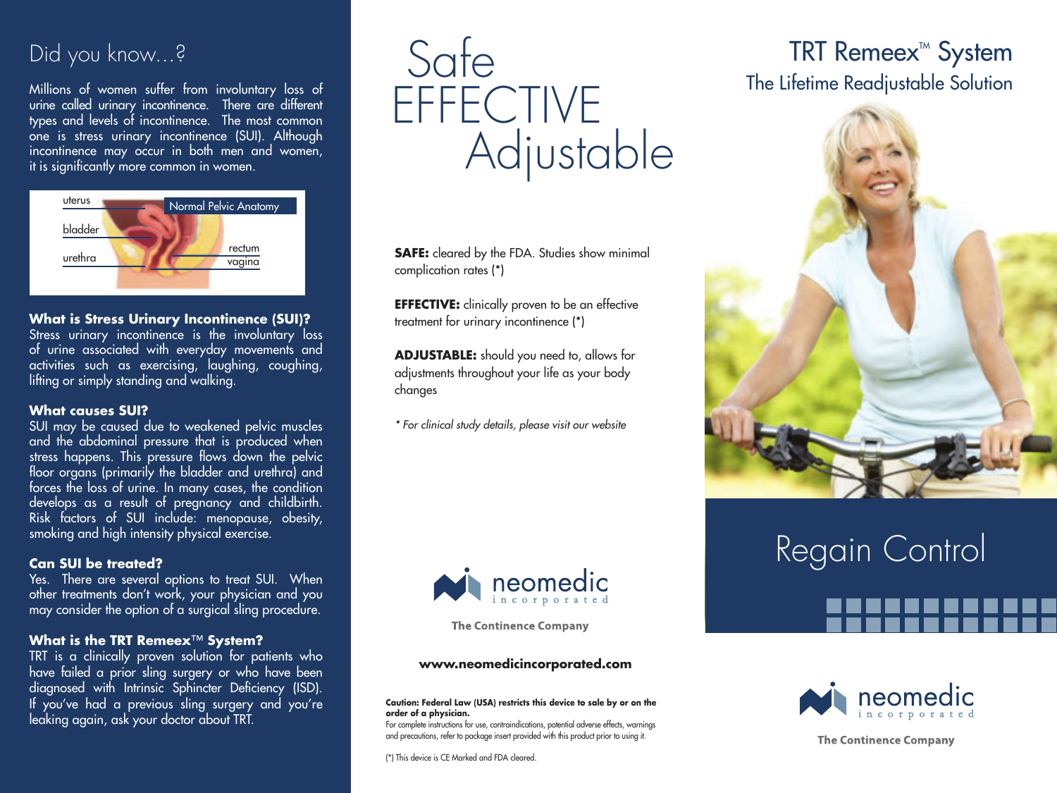## Did you know...?

Millions of women suffer from involuntary loss of urine called urinary incontinence. There are different types and levels of incontinence. The most common one is stress urinary incontinence (SUI). Although incontinence may occur in both men and women, it is significantly more common in women.

Normal Pelvic Anatomy

uterus
bladder
urethra
rectum
vagina

**What is Stress Urinary Incontinence (SUI)?**
Stress urinary incontinence is the involuntary loss of urine associated with everyday movements and activities such as exercising, laughing, coughing, lifting or simply standing and walking.

**What causes SUI?**
SUI may be caused due to weakened pelvic muscles and the abdominal pressure that is produced when stress happens. This pressure flows down the pelvic floor organs (primarily the bladder and urethra) and forces the loss of urine. In many cases, the condition develops as a result of pregnancy and childbirth. Risk factors of SUI include: menopause, obesity, smoking and high intensity physical exercise.

**Can SUI be treated?**
Yes. There are several options to treat SUI. When other treatments don't work, your physician and you may consider the option of a surgical sling procedure.

**What is the TRT Remeex™ System?**
TRT is a clinically proven solution for patients who have failed a prior sling surgery or who have been diagnosed with Intrinsic Sphincter Deficiency (ISD). If you've had a previous sling surgery and you're leaking again, ask your doctor about TRT.

# Safe EFFECTIVE Adjustable

**SAFE:** cleared by the FDA. Studies show minimal complication rates (*)

**EFFECTIVE:** clinically proven to be an effective treatment for urinary incontinence (*)

**ADJUSTABLE:** should you need to, allows for adjustments throughout your life as your body changes

*\* For clinical study details, please visit our website*

neomedic incorporated

The Continence Company

**www.neomedicincorporated.com**

**Caution: Federal Law (USA) restricts this device to sale by or on the order of a physician.**
For complete instructions for use, contraindications, potential adverse effects, warnings and precautions, refer to package insert provided with this product prior to using it.

(*) This device is CE Marked and FDA cleared.

# TRT Remeex™ System

## The Lifetime Readjustable Solution

# Regain Control

neomedic incorporated

The Continence Company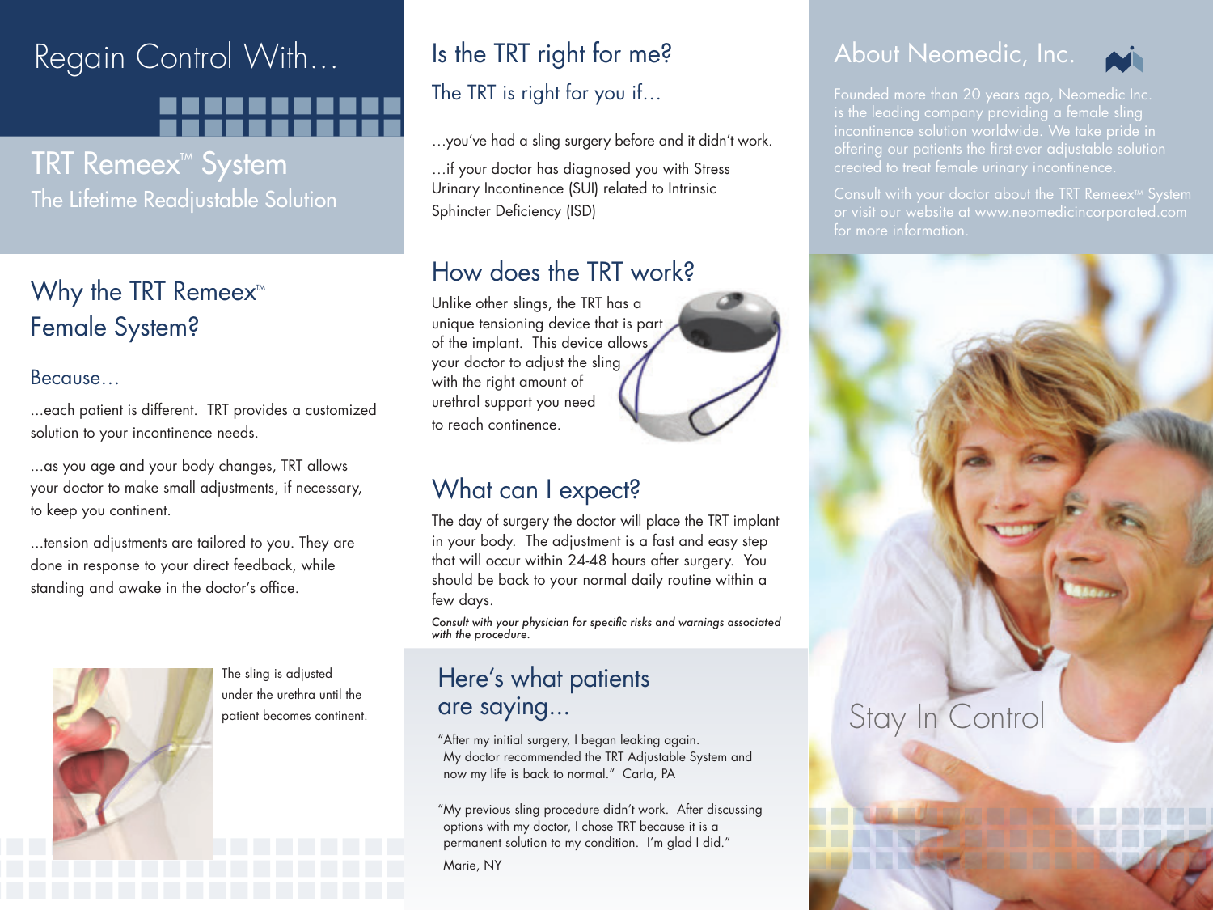# Regain Control With…

## TRT Remeex™ System

The Lifetime Readjustable Solution

## Why the TRT Remeex™ Female System?

### Because…

...each patient is different. TRT provides a customized solution to your incontinence needs.

...as you age and your body changes, TRT allows your doctor to make small adjustments, if necessary, to keep you continent.

...tension adjustments are tailored to you. They are done in response to your direct feedback, while standing and awake in the doctor's office.

The sling is adjusted under the urethra until the patient becomes continent.

## Is the TRT right for me?

### The TRT is right for you if…

…you've had a sling surgery before and it didn't work.

…if your doctor has diagnosed you with Stress Urinary Incontinence (SUI) related to Intrinsic Sphincter Deficiency (ISD)

## How does the TRT work?

Unlike other slings, the TRT has a unique tensioning device that is part of the implant. This device allows your doctor to adjust the sling with the right amount of urethral support you need to reach continence.

## What can I expect?

The day of surgery the doctor will place the TRT implant in your body. The adjustment is a fast and easy step that will occur within 24-48 hours after surgery. You should be back to your normal daily routine within a few days.

*Consult with your physician for specific risks and warnings associated with the procedure.*

## Here's what patients are saying...

"After my initial surgery, I began leaking again. My doctor recommended the TRT Adjustable System and now my life is back to normal." Carla, PA

"My previous sling procedure didn't work. After discussing options with my doctor, I chose TRT because it is a permanent solution to my condition. I'm glad I did."

Marie, NY

## About Neomedic, Inc.

Founded more than 20 years ago, Neomedic Inc. is the leading company providing a female sling incontinence solution worldwide. We take pride in offering our patients the first-ever adjustable solution created to treat female urinary incontinence.

Consult with your doctor about the TRT Remeex™ System or visit our website at www.neomedicincorporated.com for more information.

Stay In Control